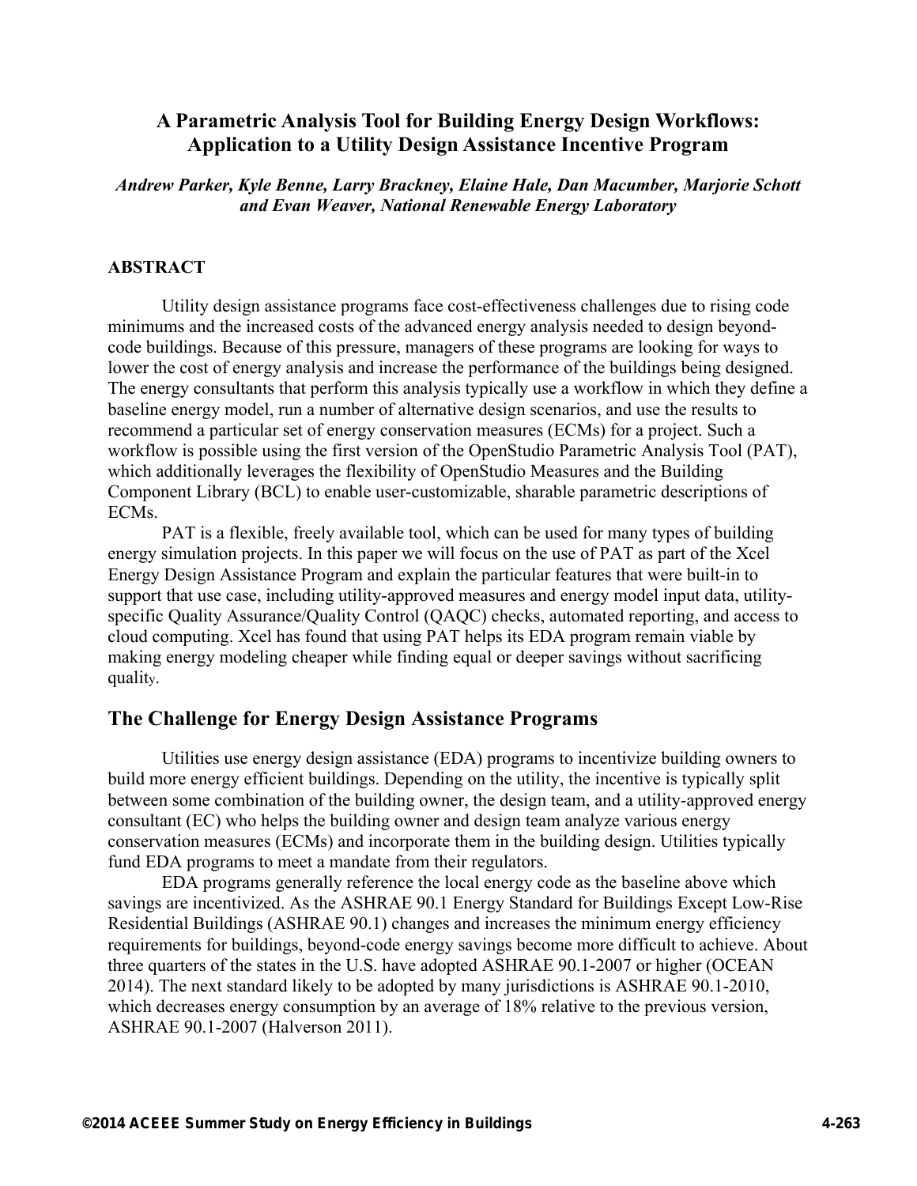# A Parametric Analysis Tool for Building Energy Design Workflows: Application to a Utility Design Assistance Incentive Program

*Andrew Parker, Kyle Benne, Larry Brackney, Elaine Hale, Dan Macumber, Marjorie Schott and Evan Weaver, National Renewable Energy Laboratory*

## ABSTRACT

Utility design assistance programs face cost-effectiveness challenges due to rising code minimums and the increased costs of the advanced energy analysis needed to design beyond-code buildings. Because of this pressure, managers of these programs are looking for ways to lower the cost of energy analysis and increase the performance of the buildings being designed. The energy consultants that perform this analysis typically use a workflow in which they define a baseline energy model, run a number of alternative design scenarios, and use the results to recommend a particular set of energy conservation measures (ECMs) for a project. Such a workflow is possible using the first version of the OpenStudio Parametric Analysis Tool (PAT), which additionally leverages the flexibility of OpenStudio Measures and the Building Component Library (BCL) to enable user-customizable, sharable parametric descriptions of ECMs.

PAT is a flexible, freely available tool, which can be used for many types of building energy simulation projects. In this paper we will focus on the use of PAT as part of the Xcel Energy Design Assistance Program and explain the particular features that were built-in to support that use case, including utility-approved measures and energy model input data, utility-specific Quality Assurance/Quality Control (QAQC) checks, automated reporting, and access to cloud computing. Xcel has found that using PAT helps its EDA program remain viable by making energy modeling cheaper while finding equal or deeper savings without sacrificing quality.

## The Challenge for Energy Design Assistance Programs

Utilities use energy design assistance (EDA) programs to incentivize building owners to build more energy efficient buildings. Depending on the utility, the incentive is typically split between some combination of the building owner, the design team, and a utility-approved energy consultant (EC) who helps the building owner and design team analyze various energy conservation measures (ECMs) and incorporate them in the building design. Utilities typically fund EDA programs to meet a mandate from their regulators.

EDA programs generally reference the local energy code as the baseline above which savings are incentivized. As the ASHRAE 90.1 Energy Standard for Buildings Except Low-Rise Residential Buildings (ASHRAE 90.1) changes and increases the minimum energy efficiency requirements for buildings, beyond-code energy savings become more difficult to achieve. About three quarters of the states in the U.S. have adopted ASHRAE 90.1-2007 or higher (OCEAN 2014). The next standard likely to be adopted by many jurisdictions is ASHRAE 90.1-2010, which decreases energy consumption by an average of 18% relative to the previous version, ASHRAE 90.1-2007 (Halverson 2011).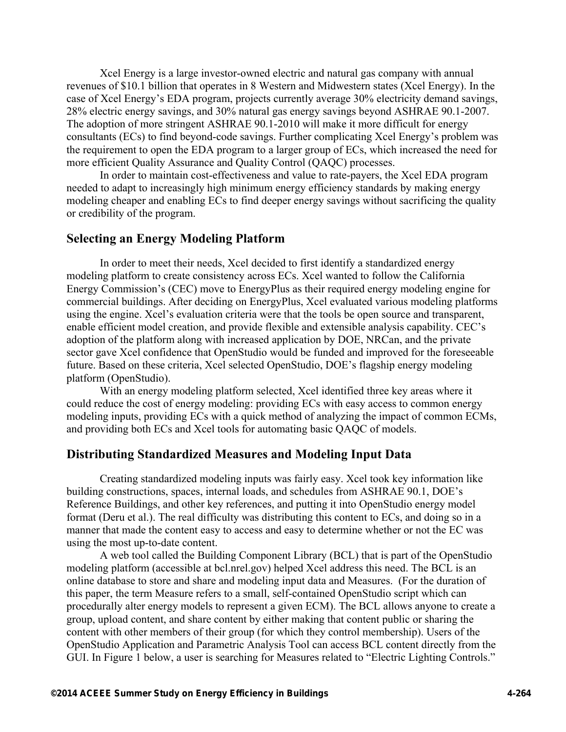Xcel Energy is a large investor-owned electric and natural gas company with annual revenues of $10.1 billion that operates in 8 Western and Midwestern states (Xcel Energy). In the case of Xcel Energy's EDA program, projects currently average 30% electricity demand savings, 28% electric energy savings, and 30% natural gas energy savings beyond ASHRAE 90.1-2007. The adoption of more stringent ASHRAE 90.1-2010 will make it more difficult for energy consultants (ECs) to find beyond-code savings. Further complicating Xcel Energy's problem was the requirement to open the EDA program to a larger group of ECs, which increased the need for more efficient Quality Assurance and Quality Control (QAQC) processes.

In order to maintain cost-effectiveness and value to rate-payers, the Xcel EDA program needed to adapt to increasingly high minimum energy efficiency standards by making energy modeling cheaper and enabling ECs to find deeper energy savings without sacrificing the quality or credibility of the program.

## Selecting an Energy Modeling Platform

In order to meet their needs, Xcel decided to first identify a standardized energy modeling platform to create consistency across ECs. Xcel wanted to follow the California Energy Commission's (CEC) move to EnergyPlus as their required energy modeling engine for commercial buildings. After deciding on EnergyPlus, Xcel evaluated various modeling platforms using the engine. Xcel's evaluation criteria were that the tools be open source and transparent, enable efficient model creation, and provide flexible and extensible analysis capability. CEC's adoption of the platform along with increased application by DOE, NRCan, and the private sector gave Xcel confidence that OpenStudio would be funded and improved for the foreseeable future. Based on these criteria, Xcel selected OpenStudio, DOE's flagship energy modeling platform (OpenStudio).

With an energy modeling platform selected, Xcel identified three key areas where it could reduce the cost of energy modeling: providing ECs with easy access to common energy modeling inputs, providing ECs with a quick method of analyzing the impact of common ECMs, and providing both ECs and Xcel tools for automating basic QAQC of models.

## Distributing Standardized Measures and Modeling Input Data

Creating standardized modeling inputs was fairly easy. Xcel took key information like building constructions, spaces, internal loads, and schedules from ASHRAE 90.1, DOE's Reference Buildings, and other key references, and putting it into OpenStudio energy model format (Deru et al.). The real difficulty was distributing this content to ECs, and doing so in a manner that made the content easy to access and easy to determine whether or not the EC was using the most up-to-date content.

A web tool called the Building Component Library (BCL) that is part of the OpenStudio modeling platform (accessible at bcl.nrel.gov) helped Xcel address this need. The BCL is an online database to store and share and modeling input data and Measures. (For the duration of this paper, the term Measure refers to a small, self-contained OpenStudio script which can procedurally alter energy models to represent a given ECM). The BCL allows anyone to create a group, upload content, and share content by either making that content public or sharing the content with other members of their group (for which they control membership). Users of the OpenStudio Application and Parametric Analysis Tool can access BCL content directly from the GUI. In Figure 1 below, a user is searching for Measures related to "Electric Lighting Controls."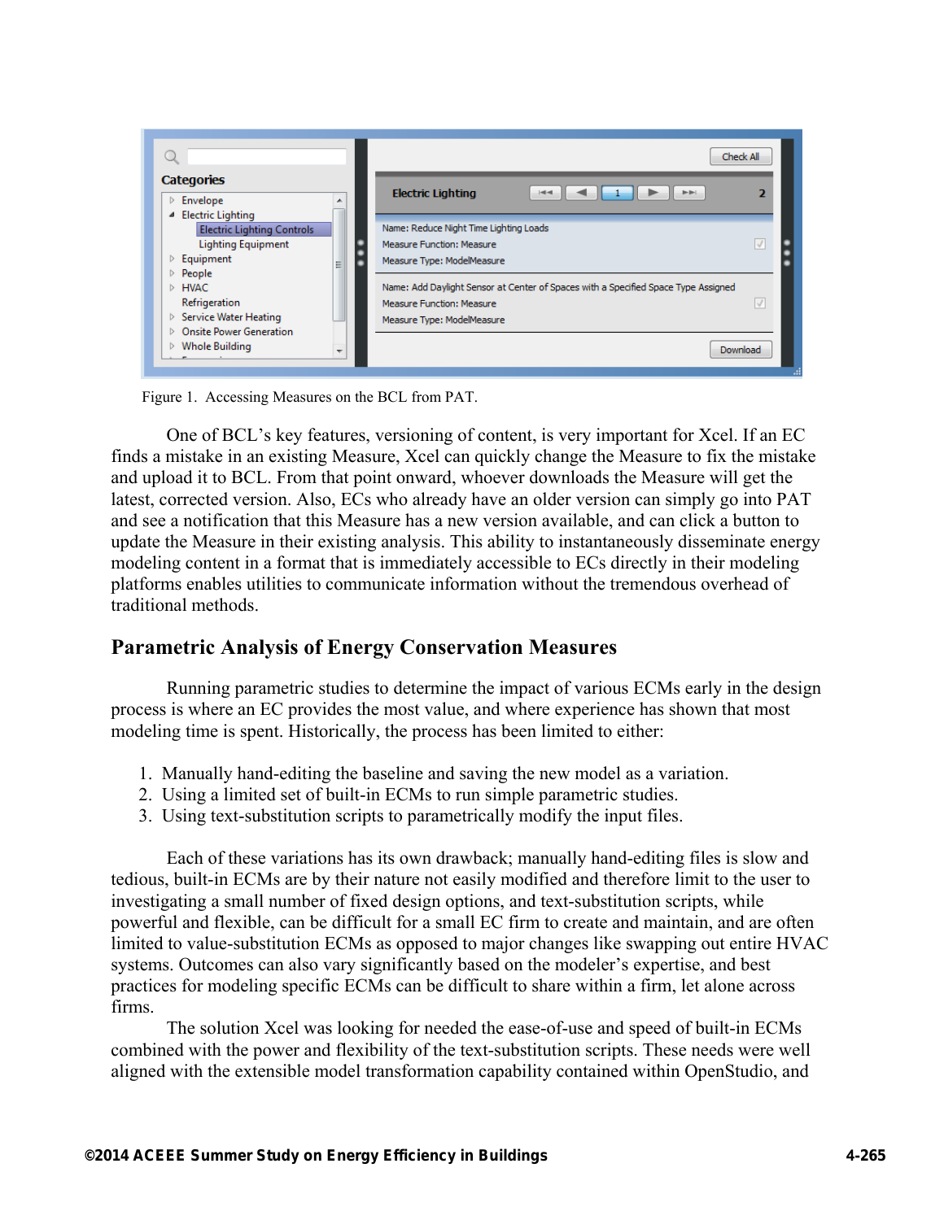Figure 1. Accessing Measures on the BCL from PAT.

One of BCL's key features, versioning of content, is very important for Xcel. If an EC finds a mistake in an existing Measure, Xcel can quickly change the Measure to fix the mistake and upload it to BCL. From that point onward, whoever downloads the Measure will get the latest, corrected version. Also, ECs who already have an older version can simply go into PAT and see a notification that this Measure has a new version available, and can click a button to update the Measure in their existing analysis. This ability to instantaneously disseminate energy modeling content in a format that is immediately accessible to ECs directly in their modeling platforms enables utilities to communicate information without the tremendous overhead of traditional methods.

## Parametric Analysis of Energy Conservation Measures

Running parametric studies to determine the impact of various ECMs early in the design process is where an EC provides the most value, and where experience has shown that most modeling time is spent. Historically, the process has been limited to either:

1. Manually hand-editing the baseline and saving the new model as a variation.
2. Using a limited set of built-in ECMs to run simple parametric studies.
3. Using text-substitution scripts to parametrically modify the input files.

Each of these variations has its own drawback; manually hand-editing files is slow and tedious, built-in ECMs are by their nature not easily modified and therefore limit to the user to investigating a small number of fixed design options, and text-substitution scripts, while powerful and flexible, can be difficult for a small EC firm to create and maintain, and are often limited to value-substitution ECMs as opposed to major changes like swapping out entire HVAC systems. Outcomes can also vary significantly based on the modeler's expertise, and best practices for modeling specific ECMs can be difficult to share within a firm, let alone across firms.

The solution Xcel was looking for needed the ease-of-use and speed of built-in ECMs combined with the power and flexibility of the text-substitution scripts. These needs were well aligned with the extensible model transformation capability contained within OpenStudio, and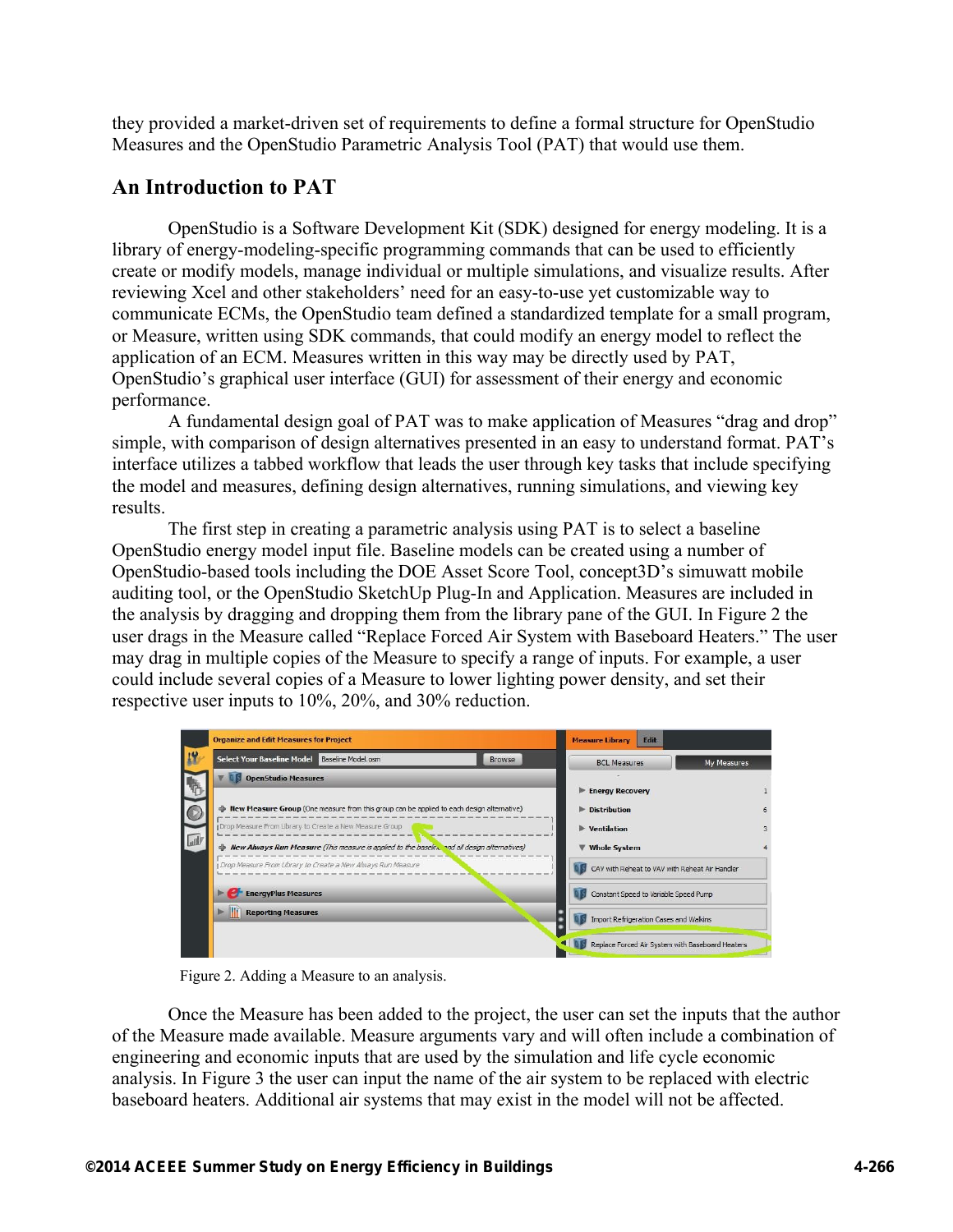they provided a market-driven set of requirements to define a formal structure for OpenStudio Measures and the OpenStudio Parametric Analysis Tool (PAT) that would use them.

## An Introduction to PAT

OpenStudio is a Software Development Kit (SDK) designed for energy modeling. It is a library of energy-modeling-specific programming commands that can be used to efficiently create or modify models, manage individual or multiple simulations, and visualize results. After reviewing Xcel and other stakeholders' need for an easy-to-use yet customizable way to communicate ECMs, the OpenStudio team defined a standardized template for a small program, or Measure, written using SDK commands, that could modify an energy model to reflect the application of an ECM. Measures written in this way may be directly used by PAT, OpenStudio's graphical user interface (GUI) for assessment of their energy and economic performance.

A fundamental design goal of PAT was to make application of Measures "drag and drop" simple, with comparison of design alternatives presented in an easy to understand format. PAT's interface utilizes a tabbed workflow that leads the user through key tasks that include specifying the model and measures, defining design alternatives, running simulations, and viewing key results.

The first step in creating a parametric analysis using PAT is to select a baseline OpenStudio energy model input file. Baseline models can be created using a number of OpenStudio-based tools including the DOE Asset Score Tool, concept3D's simuwatt mobile auditing tool, or the OpenStudio SketchUp Plug-In and Application. Measures are included in the analysis by dragging and dropping them from the library pane of the GUI. In Figure 2 the user drags in the Measure called "Replace Forced Air System with Baseboard Heaters." The user may drag in multiple copies of the Measure to specify a range of inputs. For example, a user could include several copies of a Measure to lower lighting power density, and set their respective user inputs to 10%, 20%, and 30% reduction.

Figure 2. Adding a Measure to an analysis.

Once the Measure has been added to the project, the user can set the inputs that the author of the Measure made available. Measure arguments vary and will often include a combination of engineering and economic inputs that are used by the simulation and life cycle economic analysis. In Figure 3 the user can input the name of the air system to be replaced with electric baseboard heaters. Additional air systems that may exist in the model will not be affected.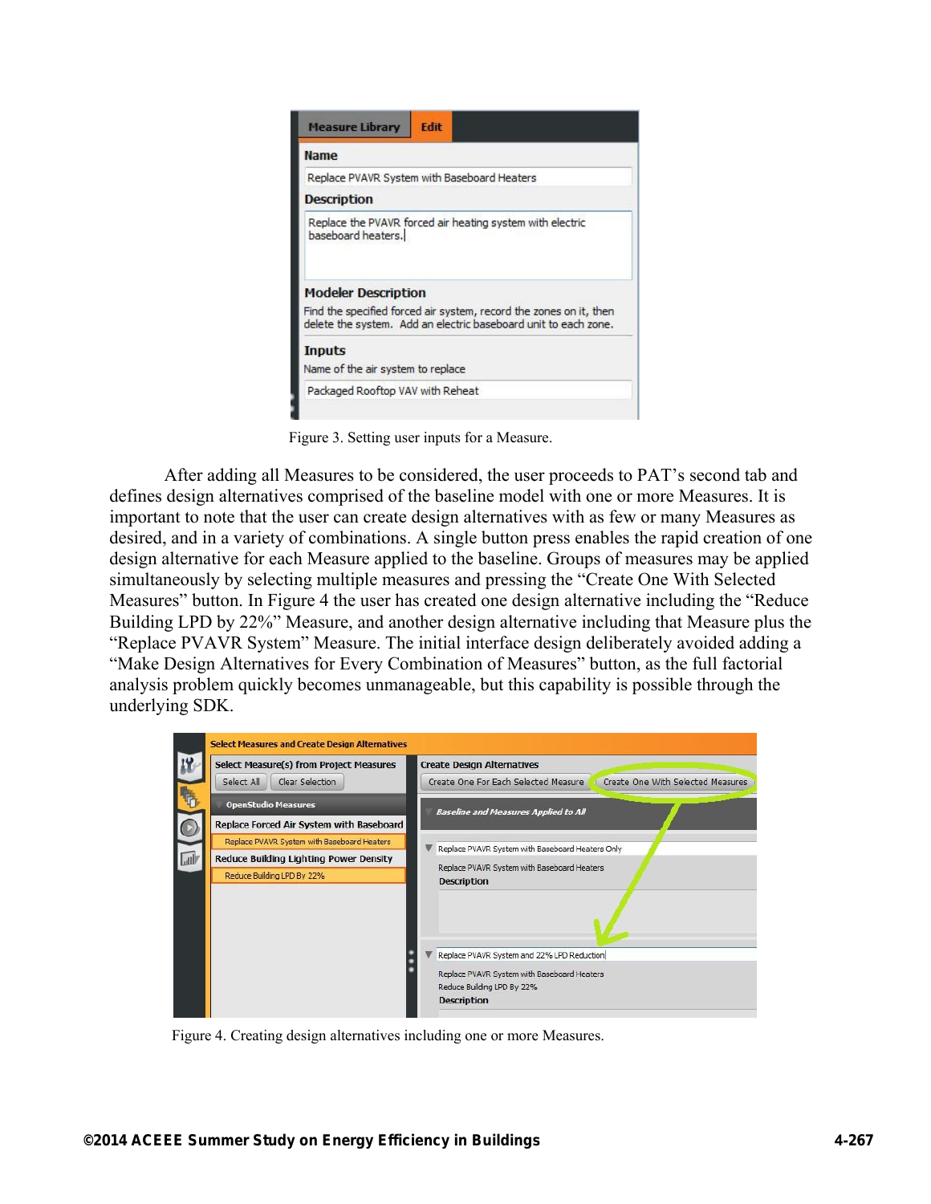Figure 3. Setting user inputs for a Measure.

After adding all Measures to be considered, the user proceeds to PAT's second tab and defines design alternatives comprised of the baseline model with one or more Measures. It is important to note that the user can create design alternatives with as few or many Measures as desired, and in a variety of combinations. A single button press enables the rapid creation of one design alternative for each Measure applied to the baseline. Groups of measures may be applied simultaneously by selecting multiple measures and pressing the "Create One With Selected Measures" button. In Figure 4 the user has created one design alternative including the "Reduce Building LPD by 22%" Measure, and another design alternative including that Measure plus the "Replace PVAVR System" Measure. The initial interface design deliberately avoided adding a "Make Design Alternatives for Every Combination of Measures" button, as the full factorial analysis problem quickly becomes unmanageable, but this capability is possible through the underlying SDK.

Figure 4. Creating design alternatives including one or more Measures.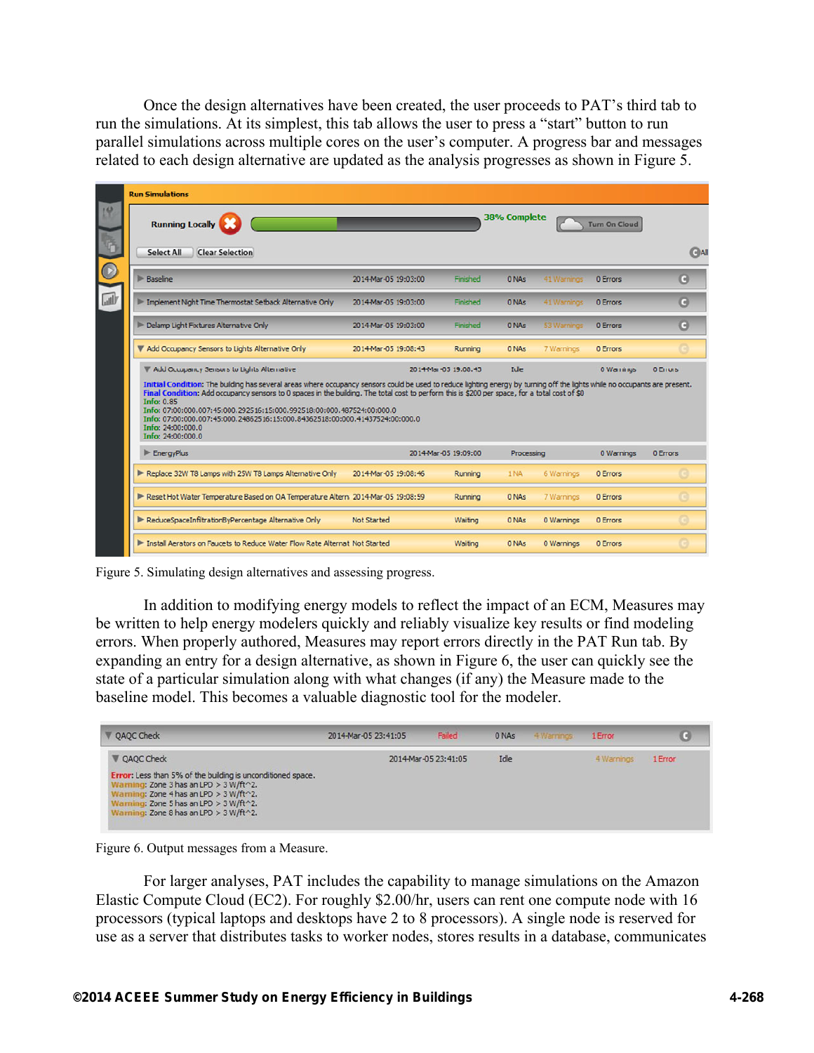Once the design alternatives have been created, the user proceeds to PAT's third tab to run the simulations. At its simplest, this tab allows the user to press a "start" button to run parallel simulations across multiple cores on the user's computer. A progress bar and messages related to each design alternative are updated as the analysis progresses as shown in Figure 5.

Figure 5. Simulating design alternatives and assessing progress.

In addition to modifying energy models to reflect the impact of an ECM, Measures may be written to help energy modelers quickly and reliably visualize key results or find modeling errors. When properly authored, Measures may report errors directly in the PAT Run tab. By expanding an entry for a design alternative, as shown in Figure 6, the user can quickly see the state of a particular simulation along with what changes (if any) the Measure made to the baseline model. This becomes a valuable diagnostic tool for the modeler.

Figure 6. Output messages from a Measure.

For larger analyses, PAT includes the capability to manage simulations on the Amazon Elastic Compute Cloud (EC2). For roughly $2.00/hr, users can rent one compute node with 16 processors (typical laptops and desktops have 2 to 8 processors). A single node is reserved for use as a server that distributes tasks to worker nodes, stores results in a database, communicates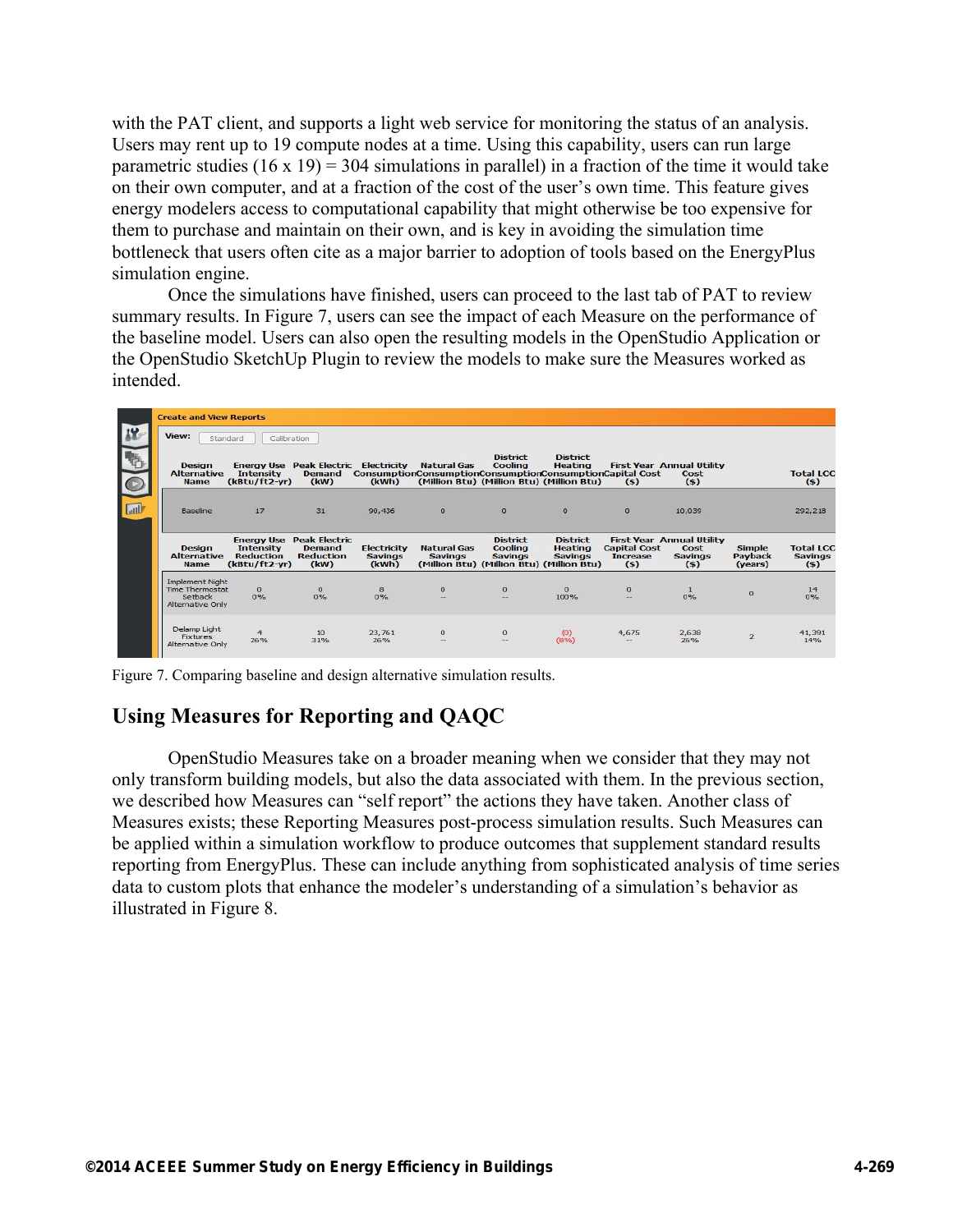with the PAT client, and supports a light web service for monitoring the status of an analysis. Users may rent up to 19 compute nodes at a time. Using this capability, users can run large parametric studies (16 x 19) = 304 simulations in parallel) in a fraction of the time it would take on their own computer, and at a fraction of the cost of the user's own time. This feature gives energy modelers access to computational capability that might otherwise be too expensive for them to purchase and maintain on their own, and is key in avoiding the simulation time bottleneck that users often cite as a major barrier to adoption of tools based on the EnergyPlus simulation engine.

Once the simulations have finished, users can proceed to the last tab of PAT to review summary results. In Figure 7, users can see the impact of each Measure on the performance of the baseline model. Users can also open the resulting models in the OpenStudio Application or the OpenStudio SketchUp Plugin to review the models to make sure the Measures worked as intended.

| Design Alternative Name | Energy Use Intensity (kBtu/ft2-yr) | Peak Electric Demand (kW) | Electricity Consumption (kWh) | Natural Gas Consumption (Million Btu) | District Cooling Consumption (Million Btu) | District Heating Consumption (Million Btu) | First Year Capital Cost ($) | Annual Utility Cost ($) | | Total LCC ($) |
|---|---|---|---|---|---|---|---|---|---|---|
| Baseline | 17 | 31 | 90,436 | 0 | 0 | 0 | 0 | 10,039 | | 292,218 |
| **Design Alternative Name** | **Energy Use Intensity Reduction (kBtu/ft2-yr)** | **Peak Electric Demand Reduction (kW)** | **Electricity Savings (kWh)** | **Natural Gas Savings (Million Btu)** | **District Cooling Savings (Million Btu)** | **District Heating Savings (Million Btu)** | **First Year Capital Cost Increase ($)** | **Annual Utility Cost Savings ($)** | **Simple Payback (years)** | **Total LCC Savings ($)** |
| Implement Night Time Thermostat Setback Alternative Only | 0 0% | 0 0% | 8 0% | 0 -- | 0 -- | 0 100% | 0 -- | 1 0% | 0 | 14 0% |
| Delamp Light Fixtures Alternative Only | 4 26% | 10 31% | 23,761 26% | 0 -- | 0 -- | (0) (8%) | 4,675 -- | 2,638 26% | 2 | 41,391 14% |

Figure 7. Comparing baseline and design alternative simulation results.

## Using Measures for Reporting and QAQC

OpenStudio Measures take on a broader meaning when we consider that they may not only transform building models, but also the data associated with them. In the previous section, we described how Measures can "self report" the actions they have taken. Another class of Measures exists; these Reporting Measures post-process simulation results. Such Measures can be applied within a simulation workflow to produce outcomes that supplement standard results reporting from EnergyPlus. These can include anything from sophisticated analysis of time series data to custom plots that enhance the modeler's understanding of a simulation's behavior as illustrated in Figure 8.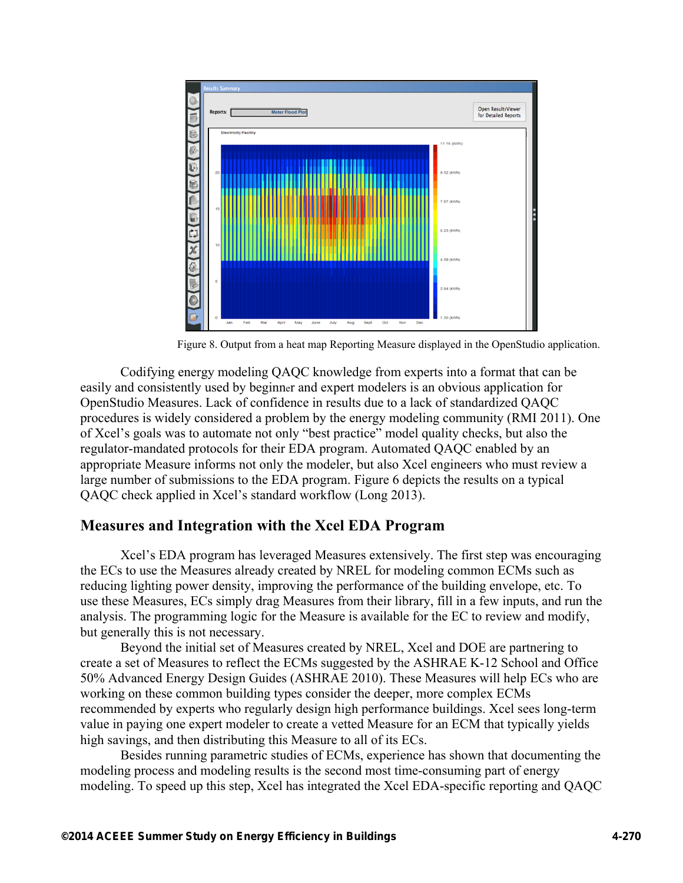Figure 8. Output from a heat map Reporting Measure displayed in the OpenStudio application.

Codifying energy modeling QAQC knowledge from experts into a format that can be easily and consistently used by beginner and expert modelers is an obvious application for OpenStudio Measures. Lack of confidence in results due to a lack of standardized QAQC procedures is widely considered a problem by the energy modeling community (RMI 2011). One of Xcel's goals was to automate not only "best practice" model quality checks, but also the regulator-mandated protocols for their EDA program. Automated QAQC enabled by an appropriate Measure informs not only the modeler, but also Xcel engineers who must review a large number of submissions to the EDA program. Figure 6 depicts the results on a typical QAQC check applied in Xcel's standard workflow (Long 2013).

## Measures and Integration with the Xcel EDA Program

Xcel's EDA program has leveraged Measures extensively. The first step was encouraging the ECs to use the Measures already created by NREL for modeling common ECMs such as reducing lighting power density, improving the performance of the building envelope, etc. To use these Measures, ECs simply drag Measures from their library, fill in a few inputs, and run the analysis. The programming logic for the Measure is available for the EC to review and modify, but generally this is not necessary.

Beyond the initial set of Measures created by NREL, Xcel and DOE are partnering to create a set of Measures to reflect the ECMs suggested by the ASHRAE K-12 School and Office 50% Advanced Energy Design Guides (ASHRAE 2010). These Measures will help ECs who are working on these common building types consider the deeper, more complex ECMs recommended by experts who regularly design high performance buildings. Xcel sees long-term value in paying one expert modeler to create a vetted Measure for an ECM that typically yields high savings, and then distributing this Measure to all of its ECs.

Besides running parametric studies of ECMs, experience has shown that documenting the modeling process and modeling results is the second most time-consuming part of energy modeling. To speed up this step, Xcel has integrated the Xcel EDA-specific reporting and QAQC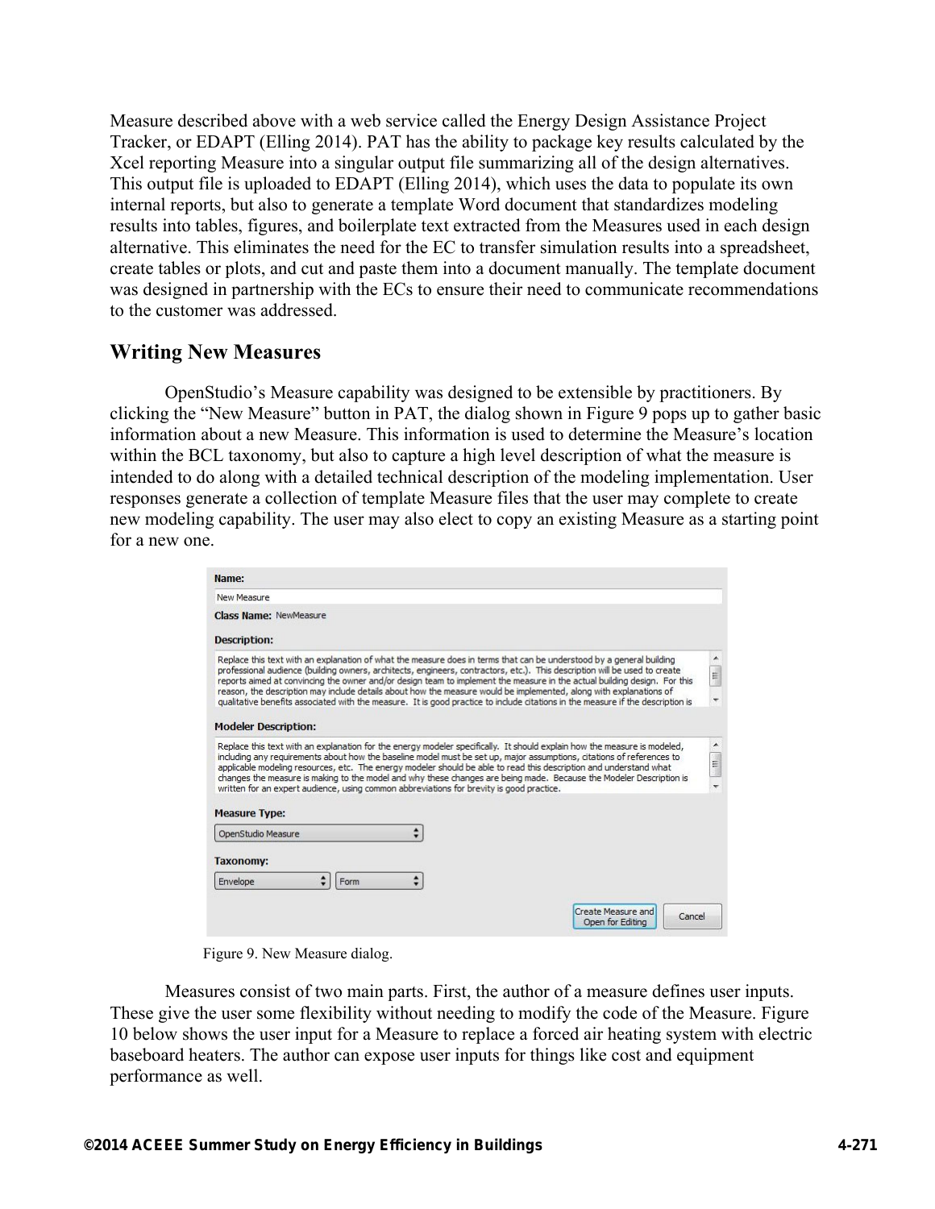Measure described above with a web service called the Energy Design Assistance Project Tracker, or EDAPT (Elling 2014). PAT has the ability to package key results calculated by the Xcel reporting Measure into a singular output file summarizing all of the design alternatives. This output file is uploaded to EDAPT (Elling 2014), which uses the data to populate its own internal reports, but also to generate a template Word document that standardizes modeling results into tables, figures, and boilerplate text extracted from the Measures used in each design alternative. This eliminates the need for the EC to transfer simulation results into a spreadsheet, create tables or plots, and cut and paste them into a document manually. The template document was designed in partnership with the ECs to ensure their need to communicate recommendations to the customer was addressed.

## Writing New Measures

OpenStudio's Measure capability was designed to be extensible by practitioners. By clicking the "New Measure" button in PAT, the dialog shown in Figure 9 pops up to gather basic information about a new Measure. This information is used to determine the Measure's location within the BCL taxonomy, but also to capture a high level description of what the measure is intended to do along with a detailed technical description of the modeling implementation. User responses generate a collection of template Measure files that the user may complete to create new modeling capability. The user may also elect to copy an existing Measure as a starting point for a new one.

Figure 9. New Measure dialog.

Measures consist of two main parts. First, the author of a measure defines user inputs. These give the user some flexibility without needing to modify the code of the Measure. Figure 10 below shows the user input for a Measure to replace a forced air heating system with electric baseboard heaters. The author can expose user inputs for things like cost and equipment performance as well.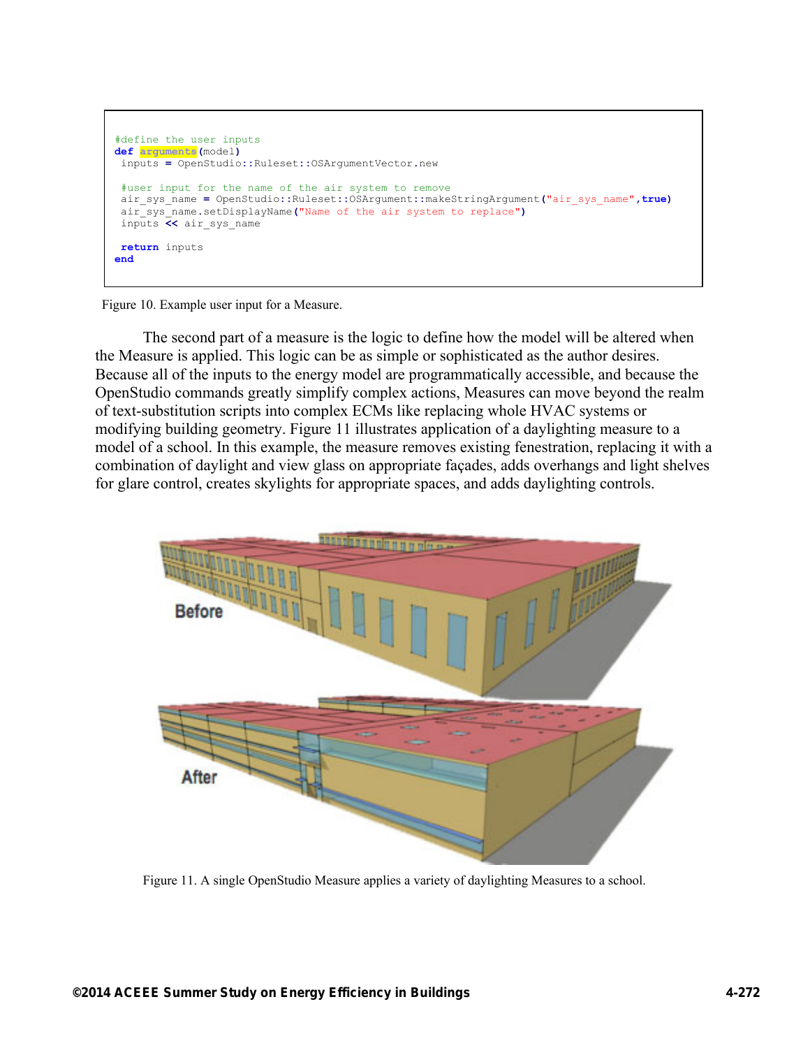```ruby
#define the user inputs
def arguments(model)
 inputs = OpenStudio::Ruleset::OSArgumentVector.new

 #user input for the name of the air system to remove
 air_sys_name = OpenStudio::Ruleset::OSArgument::makeStringArgument("air_sys_name",true)
 air_sys_name.setDisplayName("Name of the air system to replace")
 inputs << air_sys_name

 return inputs
end
```

Figure 10. Example user input for a Measure.

The second part of a measure is the logic to define how the model will be altered when the Measure is applied. This logic can be as simple or sophisticated as the author desires. Because all of the inputs to the energy model are programmatically accessible, and because the OpenStudio commands greatly simplify complex actions, Measures can move beyond the realm of text-substitution scripts into complex ECMs like replacing whole HVAC systems or modifying building geometry. Figure 11 illustrates application of a daylighting measure to a model of a school. In this example, the measure removes existing fenestration, replacing it with a combination of daylight and view glass on appropriate façades, adds overhangs and light shelves for glare control, creates skylights for appropriate spaces, and adds daylighting controls.

Figure 11. A single OpenStudio Measure applies a variety of daylighting Measures to a school.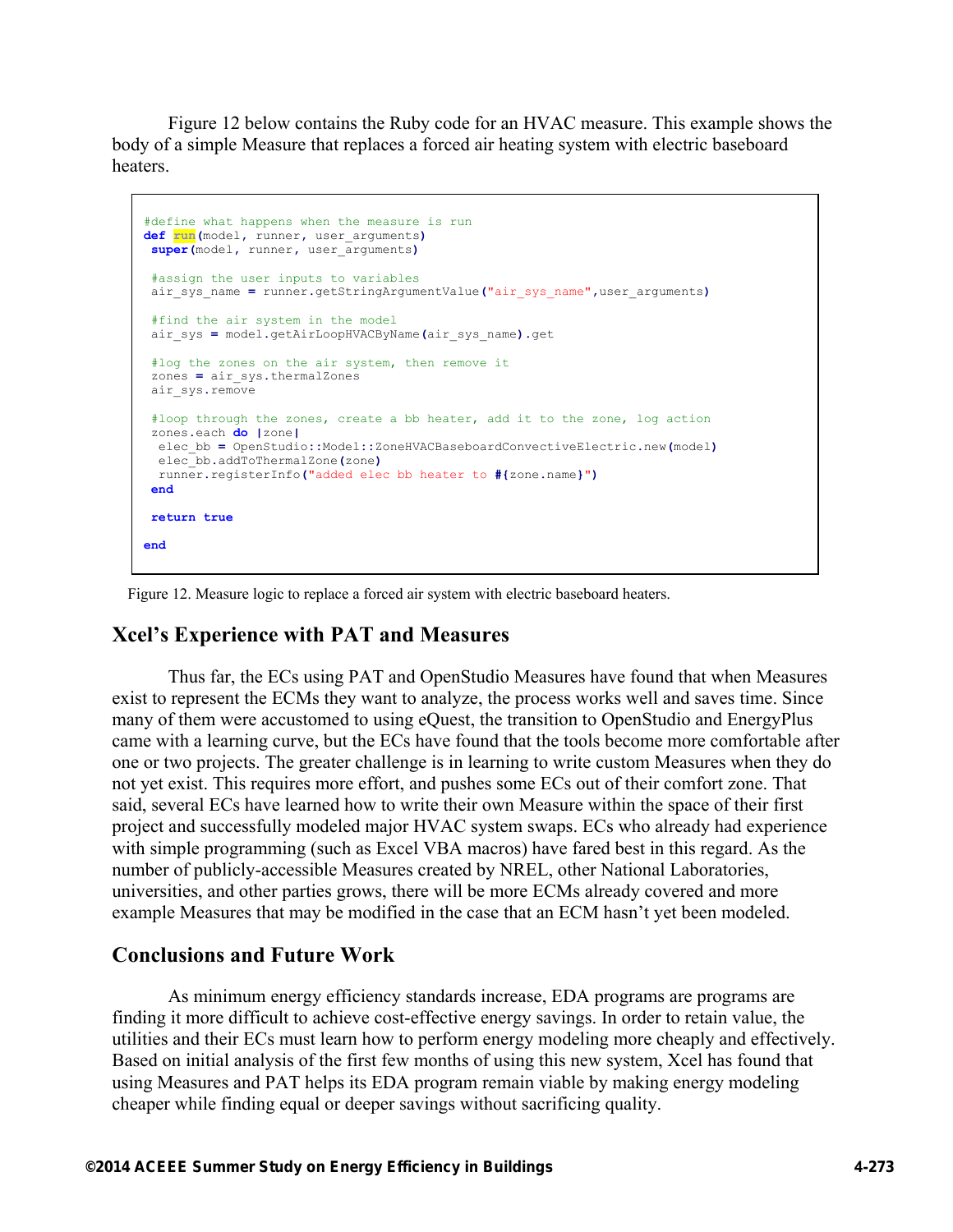Figure 12 below contains the Ruby code for an HVAC measure. This example shows the body of a simple Measure that replaces a forced air heating system with electric baseboard heaters.

```
#define what happens when the measure is run
def run(model, runner, user_arguments)
 super(model, runner, user_arguments)

 #assign the user inputs to variables
 air_sys_name = runner.getStringArgumentValue("air_sys_name",user_arguments)

 #find the air system in the model
 air_sys = model.getAirLoopHVACByName(air_sys_name).get

 #log the zones on the air system, then remove it
 zones = air_sys.thermalZones
 air_sys.remove

 #loop through the zones, create a bb heater, add it to the zone, log action
 zones.each do |zone|
  elec_bb = OpenStudio::Model::ZoneHVACBaseboardConvectiveElectric.new(model)
  elec_bb.addToThermalZone(zone)
  runner.registerInfo("added elec bb heater to #{zone.name}")
 end

 return true

end
```

Figure 12. Measure logic to replace a forced air system with electric baseboard heaters.

## Xcel's Experience with PAT and Measures

Thus far, the ECs using PAT and OpenStudio Measures have found that when Measures exist to represent the ECMs they want to analyze, the process works well and saves time. Since many of them were accustomed to using eQuest, the transition to OpenStudio and EnergyPlus came with a learning curve, but the ECs have found that the tools become more comfortable after one or two projects. The greater challenge is in learning to write custom Measures when they do not yet exist. This requires more effort, and pushes some ECs out of their comfort zone. That said, several ECs have learned how to write their own Measure within the space of their first project and successfully modeled major HVAC system swaps. ECs who already had experience with simple programming (such as Excel VBA macros) have fared best in this regard. As the number of publicly-accessible Measures created by NREL, other National Laboratories, universities, and other parties grows, there will be more ECMs already covered and more example Measures that may be modified in the case that an ECM hasn't yet been modeled.

## Conclusions and Future Work

As minimum energy efficiency standards increase, EDA programs are programs are finding it more difficult to achieve cost-effective energy savings. In order to retain value, the utilities and their ECs must learn how to perform energy modeling more cheaply and effectively. Based on initial analysis of the first few months of using this new system, Xcel has found that using Measures and PAT helps its EDA program remain viable by making energy modeling cheaper while finding equal or deeper savings without sacrificing quality.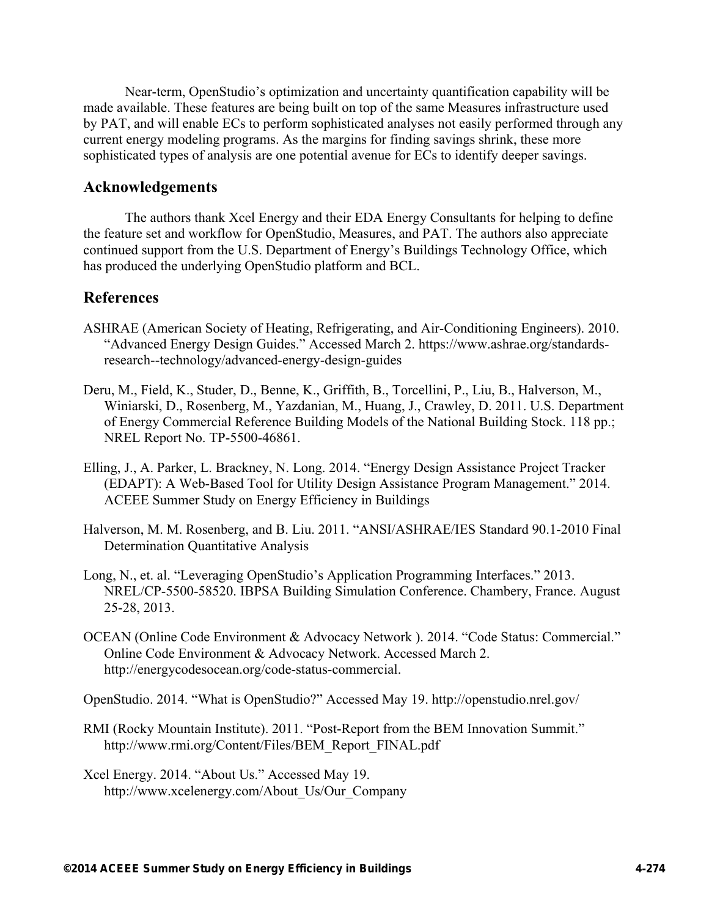Near-term, OpenStudio's optimization and uncertainty quantification capability will be made available. These features are being built on top of the same Measures infrastructure used by PAT, and will enable ECs to perform sophisticated analyses not easily performed through any current energy modeling programs. As the margins for finding savings shrink, these more sophisticated types of analysis are one potential avenue for ECs to identify deeper savings.

## Acknowledgements

The authors thank Xcel Energy and their EDA Energy Consultants for helping to define the feature set and workflow for OpenStudio, Measures, and PAT. The authors also appreciate continued support from the U.S. Department of Energy's Buildings Technology Office, which has produced the underlying OpenStudio platform and BCL.

## References

ASHRAE (American Society of Heating, Refrigerating, and Air-Conditioning Engineers). 2010. "Advanced Energy Design Guides." Accessed March 2. https://www.ashrae.org/standards-research--technology/advanced-energy-design-guides

Deru, M., Field, K., Studer, D., Benne, K., Griffith, B., Torcellini, P., Liu, B., Halverson, M., Winiarski, D., Rosenberg, M., Yazdanian, M., Huang, J., Crawley, D. 2011. U.S. Department of Energy Commercial Reference Building Models of the National Building Stock. 118 pp.; NREL Report No. TP-5500-46861.

Elling, J., A. Parker, L. Brackney, N. Long. 2014. "Energy Design Assistance Project Tracker (EDAPT): A Web-Based Tool for Utility Design Assistance Program Management." 2014. ACEEE Summer Study on Energy Efficiency in Buildings

Halverson, M. M. Rosenberg, and B. Liu. 2011. "ANSI/ASHRAE/IES Standard 90.1-2010 Final Determination Quantitative Analysis

Long, N., et. al. "Leveraging OpenStudio's Application Programming Interfaces." 2013. NREL/CP-5500-58520. IBPSA Building Simulation Conference. Chambery, France. August 25-28, 2013.

OCEAN (Online Code Environment & Advocacy Network ). 2014. "Code Status: Commercial." Online Code Environment & Advocacy Network. Accessed March 2. http://energycodesocean.org/code-status-commercial.

OpenStudio. 2014. "What is OpenStudio?" Accessed May 19. http://openstudio.nrel.gov/

RMI (Rocky Mountain Institute). 2011. "Post-Report from the BEM Innovation Summit." http://www.rmi.org/Content/Files/BEM_Report_FINAL.pdf

Xcel Energy. 2014. "About Us." Accessed May 19. http://www.xcelenergy.com/About_Us/Our_Company